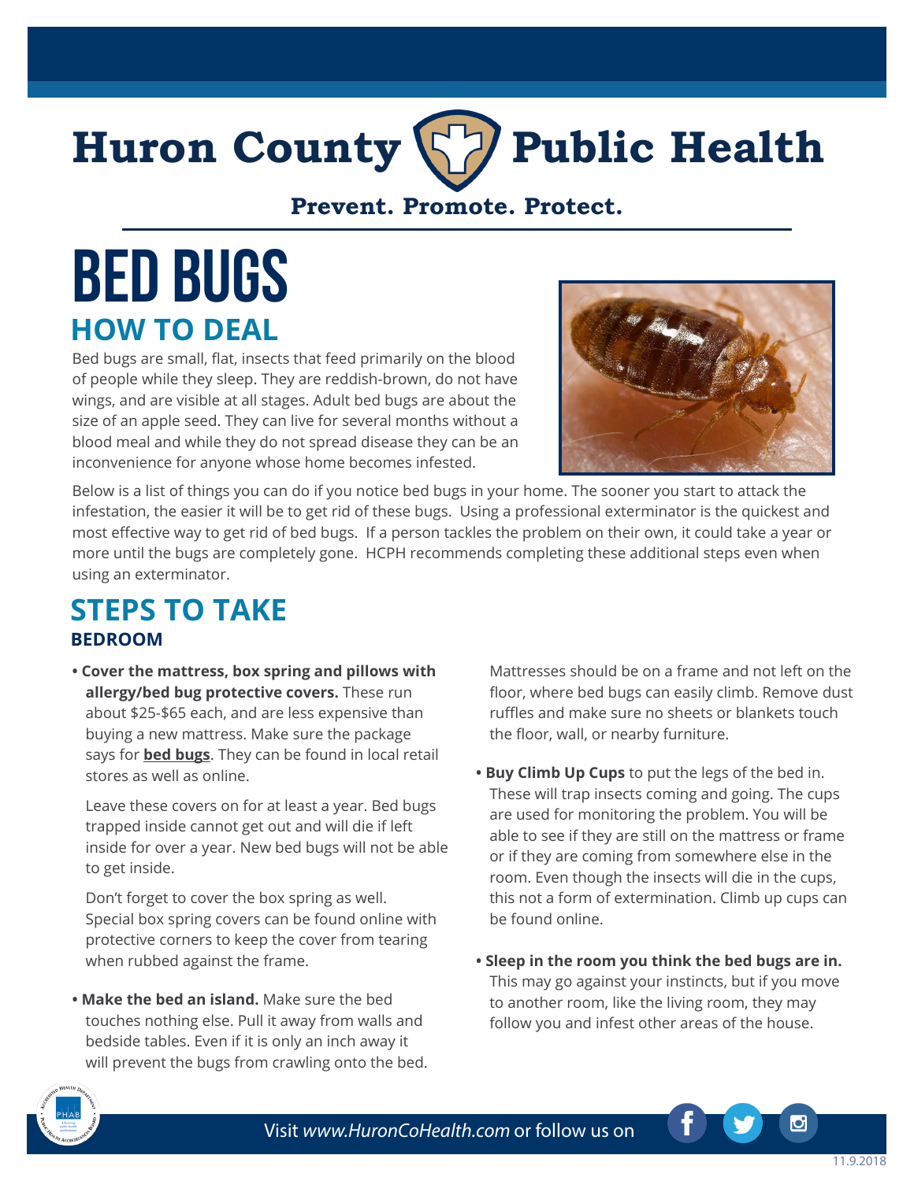# Huron County Public Health

**Prevent. Promote. Protect.**

# BED BUGS

## HOW TO DEAL

Bed bugs are small, flat, insects that feed primarily on the blood of people while they sleep. They are reddish-brown, do not have wings, and are visible at all stages. Adult bed bugs are about the size of an apple seed. They can live for several months without a blood meal and while they do not spread disease they can be an inconvenience for anyone whose home becomes infested.

Below is a list of things you can do if you notice bed bugs in your home. The sooner you start to attack the infestation, the easier it will be to get rid of these bugs. Using a professional exterminator is the quickest and most effective way to get rid of bed bugs. If a person tackles the problem on their own, it could take a year or more until the bugs are completely gone. HCPH recommends completing these additional steps even when using an exterminator.

## STEPS TO TAKE

### BEDROOM

- **Cover the mattress, box spring and pillows with allergy/bed bug protective covers.** These run about $25-$65 each, and are less expensive than buying a new mattress. Make sure the package says for **bed bugs**. They can be found in local retail stores as well as online.

  Leave these covers on for at least a year. Bed bugs trapped inside cannot get out and will die if left inside for over a year. New bed bugs will not be able to get inside.

  Don't forget to cover the box spring as well. Special box spring covers can be found online with protective corners to keep the cover from tearing when rubbed against the frame.

- **Make the bed an island.** Make sure the bed touches nothing else. Pull it away from walls and bedside tables. Even if it is only an inch away it will prevent the bugs from crawling onto the bed.

  Mattresses should be on a frame and not left on the floor, where bed bugs can easily climb. Remove dust ruffles and make sure no sheets or blankets touch the floor, wall, or nearby furniture.

- **Buy Climb Up Cups** to put the legs of the bed in. These will trap insects coming and going. The cups are used for monitoring the problem. You will be able to see if they are still on the mattress or frame or if they are coming from somewhere else in the room. Even though the insects will die in the cups, this not a form of extermination. Climb up cups can be found online.

- **Sleep in the room you think the bed bugs are in.** This may go against your instincts, but if you move to another room, like the living room, they may follow you and infest other areas of the house.

Visit *www.HuronCoHealth.com* or follow us on

11.9.2018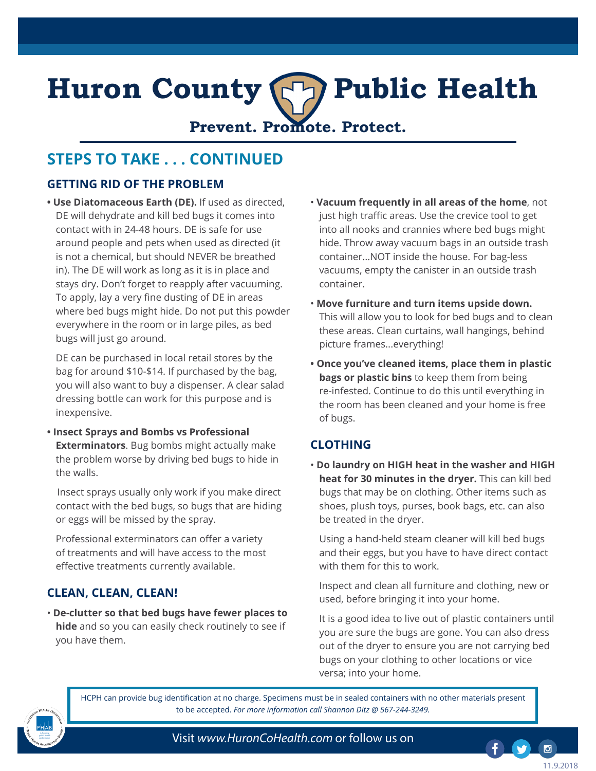# Huron County Public Health

**Prevent. Promote. Protect.**

## STEPS TO TAKE . . . CONTINUED

### GETTING RID OF THE PROBLEM

- **Use Diatomaceous Earth (DE).** If used as directed, DE will dehydrate and kill bed bugs it comes into contact with in 24-48 hours. DE is safe for use around people and pets when used as directed (it is not a chemical, but should NEVER be breathed in). The DE will work as long as it is in place and stays dry. Don't forget to reapply after vacuuming. To apply, lay a very fine dusting of DE in areas where bed bugs might hide. Do not put this powder everywhere in the room or in large piles, as bed bugs will just go around.

  DE can be purchased in local retail stores by the bag for around $10-$14. If purchased by the bag, you will also want to buy a dispenser. A clear salad dressing bottle can work for this purpose and is inexpensive.

- **Insect Sprays and Bombs vs Professional Exterminators**. Bug bombs might actually make the problem worse by driving bed bugs to hide in the walls.

  Insect sprays usually only work if you make direct contact with the bed bugs, so bugs that are hiding or eggs will be missed by the spray.

  Professional exterminators can offer a variety of treatments and will have access to the most effective treatments currently available.

### CLEAN, CLEAN, CLEAN!

- **De-clutter so that bed bugs have fewer places to hide** and so you can easily check routinely to see if you have them.
- **Vacuum frequently in all areas of the home**, not just high traffic areas. Use the crevice tool to get into all nooks and crannies where bed bugs might hide. Throw away vacuum bags in an outside trash container...NOT inside the house. For bag-less vacuums, empty the canister in an outside trash container.
- **Move furniture and turn items upside down.** This will allow you to look for bed bugs and to clean these areas. Clean curtains, wall hangings, behind picture frames...everything!
- **Once you've cleaned items, place them in plastic bags or plastic bins** to keep them from being re-infested. Continue to do this until everything in the room has been cleaned and your home is free of bugs.

### CLOTHING

- **Do laundry on HIGH heat in the washer and HIGH heat for 30 minutes in the dryer.** This can kill bed bugs that may be on clothing. Other items such as shoes, plush toys, purses, book bags, etc. can also be treated in the dryer.

  Using a hand-held steam cleaner will kill bed bugs and their eggs, but you have to have direct contact with them for this to work.

  Inspect and clean all furniture and clothing, new or used, before bringing it into your home.

  It is a good idea to live out of plastic containers until you are sure the bugs are gone. You can also dress out of the dryer to ensure you are not carrying bed bugs on your clothing to other locations or vice versa; into your home.

HCPH can provide bug identification at no charge. Specimens must be in sealed containers with no other materials present to be accepted. *For more information call Shannon Ditz @ 567-244-3249.*

Visit *www.HuronCoHealth.com* or follow us on

11.9.2018